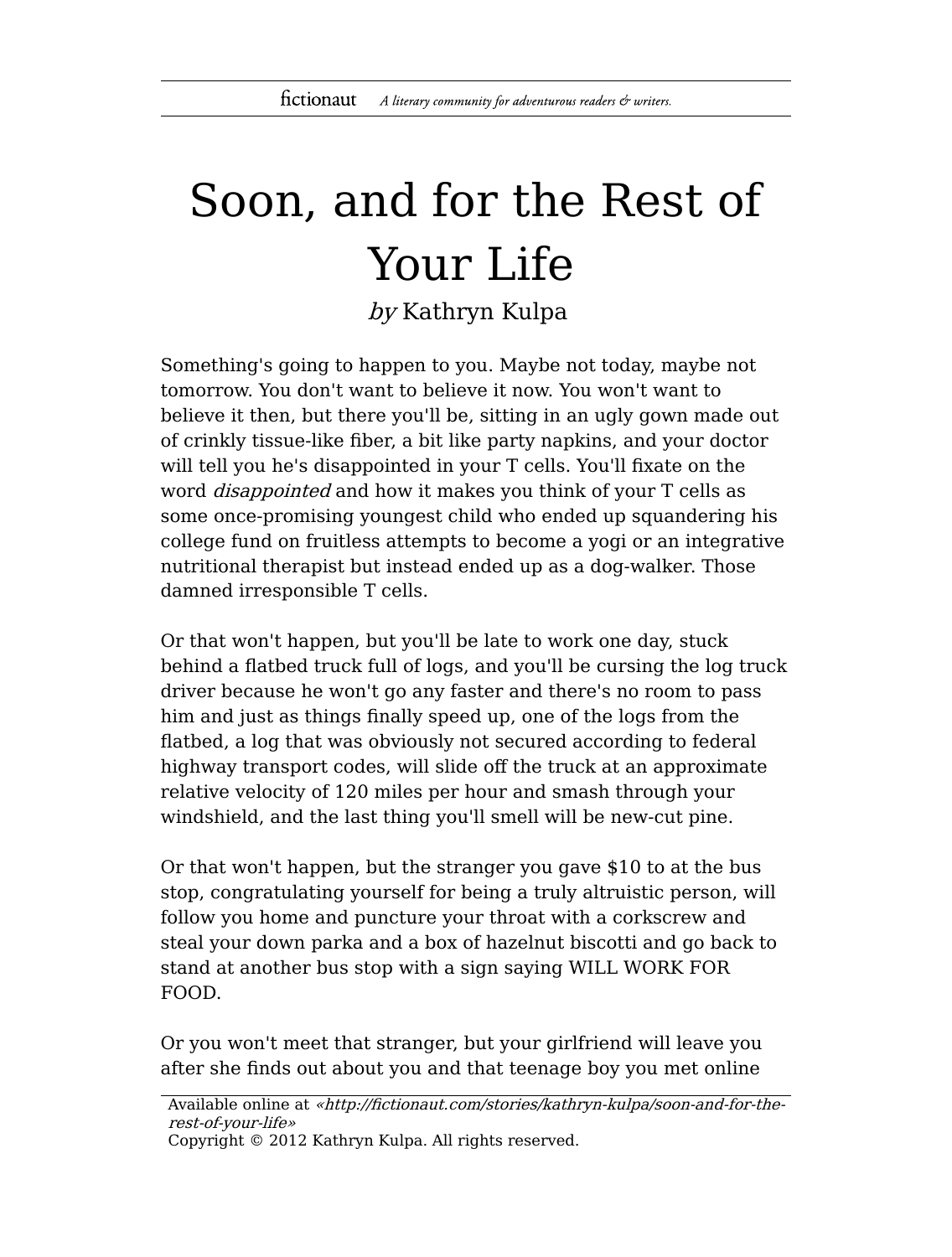# Soon, and for the Rest of Your Life

*by* Kathryn Kulpa

Something's going to happen to you. Maybe not today, maybe not tomorrow. You don't want to believe it now. You won't want to believe it then, but there you'll be, sitting in an ugly gown made out of crinkly tissue-like fiber, a bit like party napkins, and your doctor will tell you he's disappointed in your T cells. You'll fixate on the word *disappointed* and how it makes you think of your T cells as some once-promising youngest child who ended up squandering his college fund on fruitless attempts to become a yogi or an integrative nutritional therapist but instead ended up as a dog-walker. Those damned irresponsible T cells.

Or that won't happen, but you'll be late to work one day, stuck behind a flatbed truck full of logs, and you'll be cursing the log truck driver because he won't go any faster and there's no room to pass him and just as things finally speed up, one of the logs from the flatbed, a log that was obviously not secured according to federal highway transport codes, will slide off the truck at an approximate relative velocity of 120 miles per hour and smash through your windshield, and the last thing you'll smell will be new-cut pine.

Or that won't happen, but the stranger you gave $10 to at the bus stop, congratulating yourself for being a truly altruistic person, will follow you home and puncture your throat with a corkscrew and steal your down parka and a box of hazelnut biscotti and go back to stand at another bus stop with a sign saying WILL WORK FOR FOOD.

Or you won't meet that stranger, but your girlfriend will leave you after she finds out about you and that teenage boy you met online

Available online at *«http://fictionaut.com/stories/kathryn-kulpa/soon-and-for-the-rest-of-your-life»*
Copyright © 2012 Kathryn Kulpa. All rights reserved.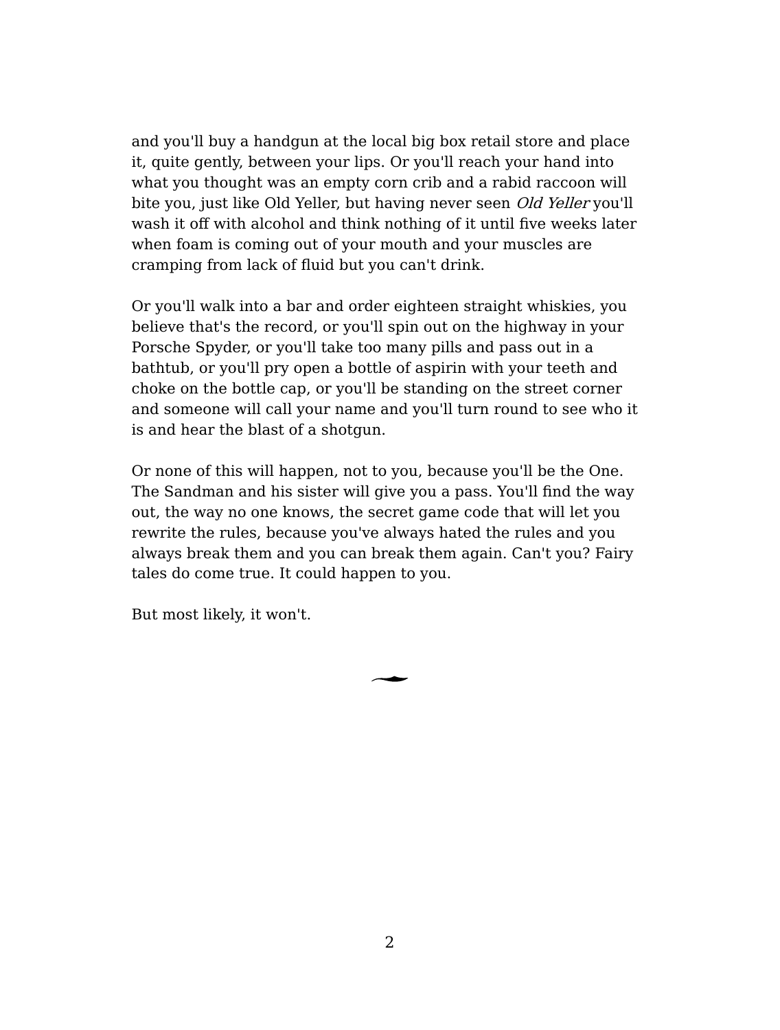and you'll buy a handgun at the local big box retail store and place it, quite gently, between your lips. Or you'll reach your hand into what you thought was an empty corn crib and a rabid raccoon will bite you, just like Old Yeller, but having never seen *Old Yeller* you'll wash it off with alcohol and think nothing of it until five weeks later when foam is coming out of your mouth and your muscles are cramping from lack of fluid but you can't drink.

Or you'll walk into a bar and order eighteen straight whiskies, you believe that's the record, or you'll spin out on the highway in your Porsche Spyder, or you'll take too many pills and pass out in a bathtub, or you'll pry open a bottle of aspirin with your teeth and choke on the bottle cap, or you'll be standing on the street corner and someone will call your name and you'll turn round to see who it is and hear the blast of a shotgun.

Or none of this will happen, not to you, because you'll be the One. The Sandman and his sister will give you a pass. You'll find the way out, the way no one knows, the secret game code that will let you rewrite the rules, because you've always hated the rules and you always break them and you can break them again. Can't you? Fairy tales do come true. It could happen to you.

But most likely, it won't.